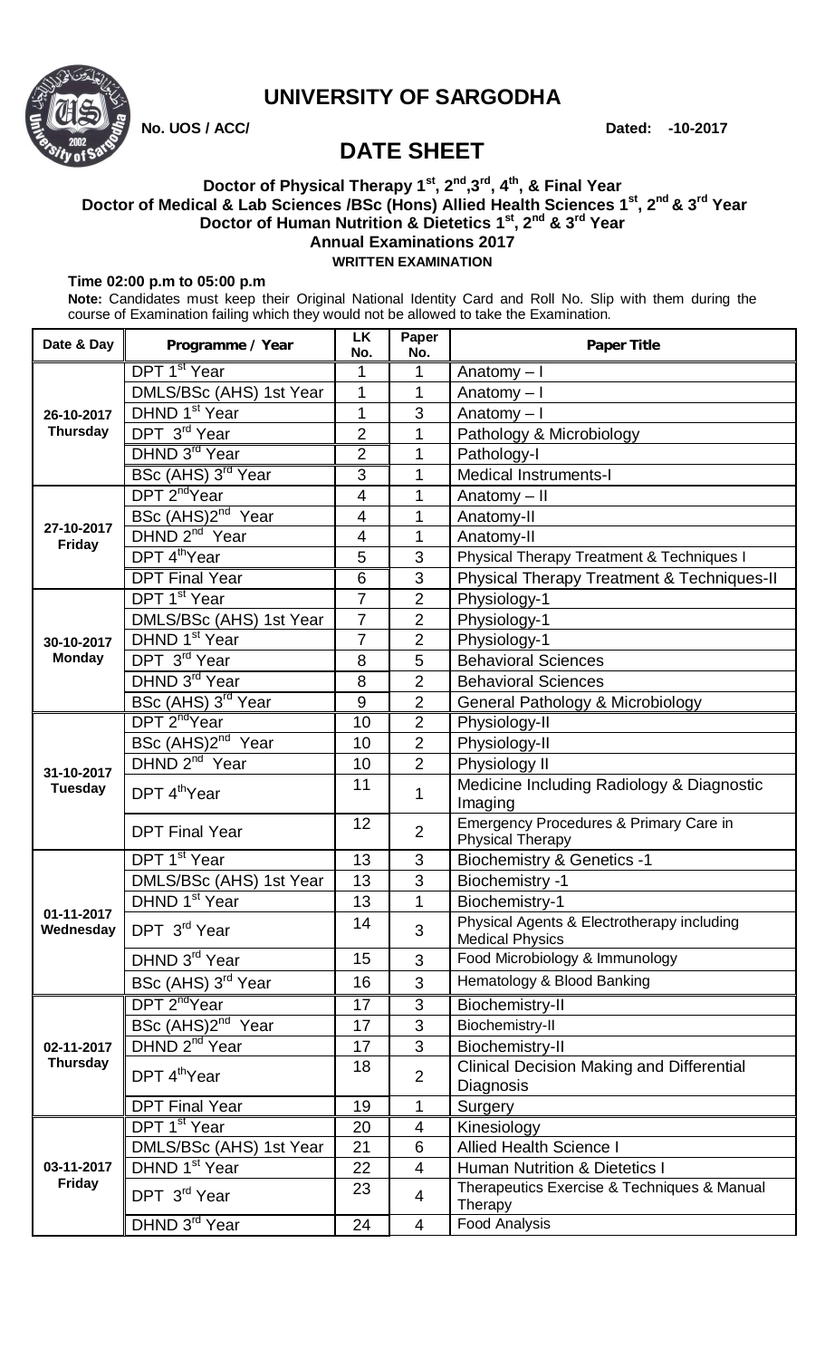# UNIVERSITY OF SARGODHA

**No. UOS / ACC/** **Dated: -10-2017**

## DATE SHEET

### Doctor of Physical Therapy 1st, 2nd, 3rd, 4th, & Final Year
### Doctor of Medical & Lab Sciences /BSc (Hons) Allied Health Sciences 1st, 2nd & 3rd Year
### Doctor of Human Nutrition & Dietetics 1st, 2nd & 3rd Year
### Annual Examinations 2017

**WRITTEN EXAMINATION**

**Time 02:00 p.m to 05:00 p.m**

**Note:** Candidates must keep their Original National Identity Card and Roll No. Slip with them during the course of Examination failing which they would not be allowed to take the Examination.

| Date & Day | Programme / Year | LK No. | Paper No. | Paper Title |
|---|---|---|---|---|
| 26-10-2017 Thursday | DPT 1st Year | 1 | 1 | Anatomy – I |
| | DMLS/BSc (AHS) 1st Year | 1 | 1 | Anatomy – I |
| | DHND 1st Year | 1 | 3 | Anatomy – I |
| | DPT 3rd Year | 2 | 1 | Pathology & Microbiology |
| | DHND 3rd Year | 2 | 1 | Pathology-I |
| | BSc (AHS) 3rd Year | 3 | 1 | Medical Instruments-I |
| 27-10-2017 Friday | DPT 2nd Year | 4 | 1 | Anatomy – II |
| | BSc (AHS) 2nd Year | 4 | 1 | Anatomy-II |
| | DHND 2nd Year | 4 | 1 | Anatomy-II |
| | DPT 4th Year | 5 | 3 | Physical Therapy Treatment & Techniques I |
| | DPT Final Year | 6 | 3 | Physical Therapy Treatment & Techniques-II |
| 30-10-2017 Monday | DPT 1st Year | 7 | 2 | Physiology-1 |
| | DMLS/BSc (AHS) 1st Year | 7 | 2 | Physiology-1 |
| | DHND 1st Year | 7 | 2 | Physiology-1 |
| | DPT 3rd Year | 8 | 5 | Behavioral Sciences |
| | DHND 3rd Year | 8 | 2 | Behavioral Sciences |
| | BSc (AHS) 3rd Year | 9 | 2 | General Pathology & Microbiology |
| 31-10-2017 Tuesday | DPT 2nd Year | 10 | 2 | Physiology-II |
| | BSc (AHS) 2nd Year | 10 | 2 | Physiology-II |
| | DHND 2nd Year | 10 | 2 | Physiology II |
| | DPT 4th Year | 11 | 1 | Medicine Including Radiology & Diagnostic Imaging |
| | DPT Final Year | 12 | 2 | Emergency Procedures & Primary Care in Physical Therapy |
| 01-11-2017 Wednesday | DPT 1st Year | 13 | 3 | Biochemistry & Genetics -1 |
| | DMLS/BSc (AHS) 1st Year | 13 | 3 | Biochemistry -1 |
| | DHND 1st Year | 13 | 1 | Biochemistry-1 |
| | DPT 3rd Year | 14 | 3 | Physical Agents & Electrotherapy including Medical Physics |
| | DHND 3rd Year | 15 | 3 | Food Microbiology & Immunology |
| | BSc (AHS) 3rd Year | 16 | 3 | Hematology & Blood Banking |
| 02-11-2017 Thursday | DPT 2nd Year | 17 | 3 | Biochemistry-II |
| | BSc (AHS) 2nd Year | 17 | 3 | Biochemistry-II |
| | DHND 2nd Year | 17 | 3 | Biochemistry-II |
| | DPT 4th Year | 18 | 2 | Clinical Decision Making and Differential Diagnosis |
| | DPT Final Year | 19 | 1 | Surgery |
| 03-11-2017 Friday | DPT 1st Year | 20 | 4 | Kinesiology |
| | DMLS/BSc (AHS) 1st Year | 21 | 6 | Allied Health Science I |
| | DHND 1st Year | 22 | 4 | Human Nutrition & Dietetics I |
| | DPT 3rd Year | 23 | 4 | Therapeutics Exercise & Techniques & Manual Therapy |
| | DHND 3rd Year | 24 | 4 | Food Analysis |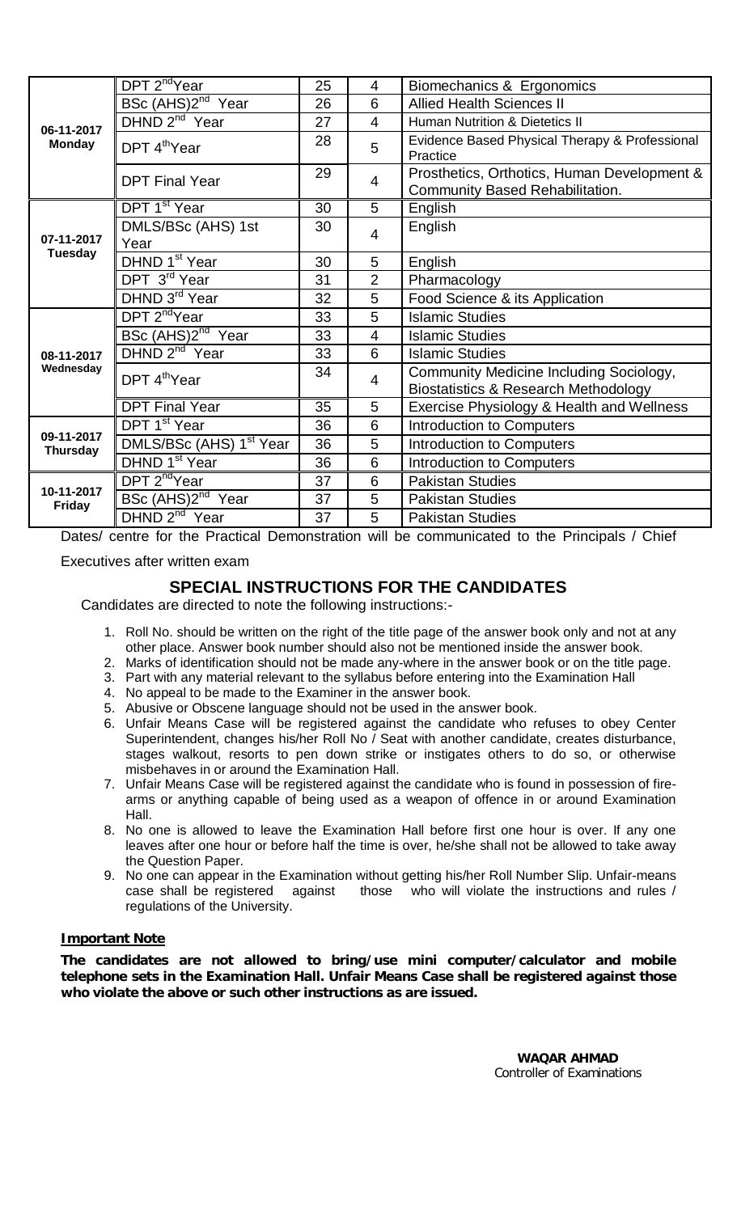| | | | | |
|---|---|---|---|---|
| 06-11-2017 Monday | DPT 2nd Year | 25 | 4 | Biomechanics & Ergonomics |
| | BSc (AHS)2nd Year | 26 | 6 | Allied Health Sciences II |
| | DHND 2nd Year | 27 | 4 | Human Nutrition & Dietetics II |
| | DPT 4th Year | 28 | 5 | Evidence Based Physical Therapy & Professional Practice |
| | DPT Final Year | 29 | 4 | Prosthetics, Orthotics, Human Development & Community Based Rehabilitation. |
| 07-11-2017 Tuesday | DPT 1st Year | 30 | 5 | English |
| | DMLS/BSc (AHS) 1st Year | 30 | 4 | English |
| | DHND 1st Year | 30 | 5 | English |
| | DPT 3rd Year | 31 | 2 | Pharmacology |
| | DHND 3rd Year | 32 | 5 | Food Science & its Application |
| 08-11-2017 Wednesday | DPT 2nd Year | 33 | 5 | Islamic Studies |
| | BSc (AHS)2nd Year | 33 | 4 | Islamic Studies |
| | DHND 2nd Year | 33 | 6 | Islamic Studies |
| | DPT 4th Year | 34 | 4 | Community Medicine Including Sociology, Biostatistics & Research Methodology |
| | DPT Final Year | 35 | 5 | Exercise Physiology & Health and Wellness |
| 09-11-2017 Thursday | DPT 1st Year | 36 | 6 | Introduction to Computers |
| | DMLS/BSc (AHS) 1st Year | 36 | 5 | Introduction to Computers |
| | DHND 1st Year | 36 | 6 | Introduction to Computers |
| 10-11-2017 Friday | DPT 2nd Year | 37 | 6 | Pakistan Studies |
| | BSc (AHS)2nd Year | 37 | 5 | Pakistan Studies |
| | DHND 2nd Year | 37 | 5 | Pakistan Studies |

Dates/ centre for the Practical Demonstration will be communicated to the Principals / Chief Executives after written exam

## SPECIAL INSTRUCTIONS FOR THE CANDIDATES

Candidates are directed to note the following instructions:-

1. Roll No. should be written on the right of the title page of the answer book only and not at any other place. Answer book number should also not be mentioned inside the answer book.
2. Marks of identification should not be made any-where in the answer book or on the title page.
3. Part with any material relevant to the syllabus before entering into the Examination Hall
4. No appeal to be made to the Examiner in the answer book.
5. Abusive or Obscene language should not be used in the answer book.
6. Unfair Means Case will be registered against the candidate who refuses to obey Center Superintendent, changes his/her Roll No / Seat with another candidate, creates disturbance, stages walkout, resorts to pen down strike or instigates others to do so, or otherwise misbehaves in or around the Examination Hall.
7. Unfair Means Case will be registered against the candidate who is found in possession of fire-arms or anything capable of being used as a weapon of offence in or around Examination Hall.
8. No one is allowed to leave the Examination Hall before first one hour is over. If any one leaves after one hour or before half the time is over, he/she shall not be allowed to take away the Question Paper.
9. No one can appear in the Examination without getting his/her Roll Number Slip. Unfair-means case shall be registered against those who will violate the instructions and rules / regulations of the University.

**Important Note**

**The candidates are not allowed to bring/use mini computer/calculator and mobile telephone sets in the Examination Hall. Unfair Means Case shall be registered against those who violate the above or such other instructions as are issued.**

**WAQAR AHMAD**
Controller of Examinations